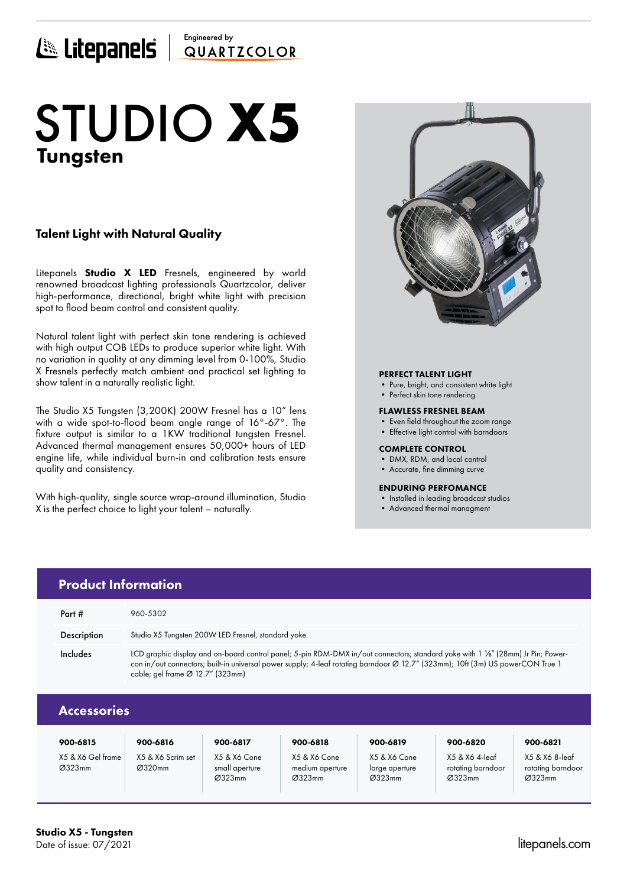Litepanels | Engineered by QUARTZCOLOR

# STUDIO **X5**
## Tungsten

### Talent Light with Natural Quality

Litepanels **Studio X LED** Fresnels, engineered by world renowned broadcast lighting professionals Quartzcolor, deliver high-performance, directional, bright white light with precision spot to flood beam control and consistent quality.

Natural talent light with perfect skin tone rendering is achieved with high output COB LEDs to produce superior white light. With no variation in quality at any dimming level from 0-100%, Studio X Fresnels perfectly match ambient and practical set lighting to show talent in a naturally realistic light.

The Studio X5 Tungsten (3,200K) 200W Fresnel has a 10" lens with a wide spot-to-flood beam angle range of 16°-67°. The fixture output is similar to a 1KW traditional tungsten Fresnel. Advanced thermal management ensures 50,000+ hours of LED engine life, while individual burn-in and calibration tests ensure quality and consistency.

With high-quality, single source wrap-around illumination, Studio X is the perfect choice to light your talent – naturally.

**PERFECT TALENT LIGHT**
- Pure, bright, and consistent white light
- Perfect skin tone rendering

**FLAWLESS FRESNEL BEAM**
- Even field throughout the zoom range
- Effective light control with barndoors

**COMPLETE CONTROL**
- DMX, RDM, and local control
- Accurate, fine dimming curve

**ENDURING PERFOMANCE**
- Installed in leading broadcast studios
- Advanced thermal managment

## Product Information

| | |
|---|---|
| Part # | 960-5302 |
| Description | Studio X5 Tungsten 200W LED Fresnel, standard yoke |
| Includes | LCD graphic display and on-board control panel; 5-pin RDM-DMX in/out connectors; standard yoke with 1 ⅛" (28mm) Jr Pin; Power-con in/out connectors; built-in universal power supply; 4-leaf rotating barndoor Ø 12.7" (323mm); 10ft (3m) US powerCON True 1 cable; gel frame Ø 12.7" (323mm) |

## Accessories

| 900-6815 | 900-6816 | 900-6817 | 900-6818 | 900-6819 | 900-6820 | 900-6821 |
|---|---|---|---|---|---|---|
| X5 & X6 Gel frame Ø323mm | X5 & X6 Scrim set Ø320mm | X5 & X6 Cone small aperture Ø323mm | X5 & X6 Cone medium aperture Ø323mm | X5 & X6 Cone large aperture Ø323mm | X5 & X6 4-leaf rotating barndoor Ø323mm | X5 & X6 8-leaf rotating barndoor Ø323mm |

**Studio X5 - Tungsten**
Date of issue: 07/2021

litepanels.com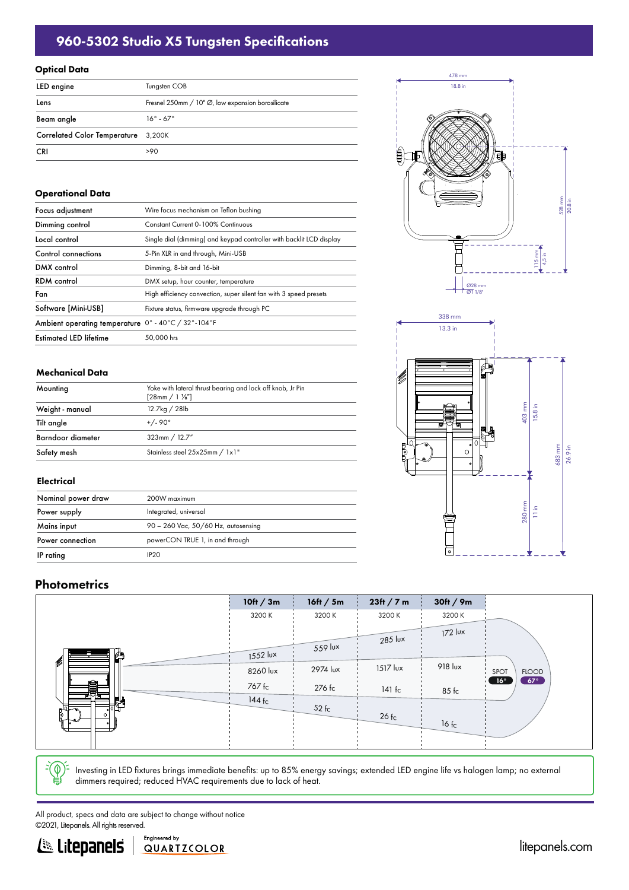# 960-5302 Studio X5 Tungsten Specifications

### Optical Data

| | |
|---|---|
| LED engine | Tungsten COB |
| Lens | Fresnel 250mm / 10" Ø, low expansion borosilicate |
| Beam angle | 16° - 67° |
| Correlated Color Temperature | 3,200K |
| CRI | >90 |

### Operational Data

| | |
|---|---|
| Focus adjustment | Wire focus mechanism on Teflon bushing |
| Dimming control | Constant Current 0-100% Continuous |
| Local control | Single dial (dimming) and keypad controller with backlit LCD display |
| Control connections | 5-Pin XLR in and through, Mini-USB |
| DMX control | Dimming, 8-bit and 16-bit |
| RDM control | DMX setup, hour counter, temperature |
| Fan | High efficiency convection, super silent fan with 3 speed presets |
| Software [Mini-USB] | Fixture status, firmware upgrade through PC |
| Ambient operating temperature | 0° - 40°C / 32°-104°F |
| Estimated LED lifetime | 50,000 hrs |

### Mechanical Data

| | |
|---|---|
| Mounting | Yoke with lateral thrust bearing and lock off knob, Jr Pin [28mm / 1 ⅛"] |
| Weight - manual | 12.7kg / 28lb |
| Tilt angle | +/- 90° |
| Barndoor diameter | 323mm / 12.7" |
| Safety mesh | Stainless steel 25x25mm / 1x1" |

### Electrical

| | |
|---|---|
| Nominal power draw | 200W maximum |
| Power supply | Integrated, universal |
| Mains input | 90 – 260 Vac, 50/60 Hz, autosensing |
| Power connection | powerCON TRUE 1, in and through |
| IP rating | IP20 |

478 mm
18.8 in
528 mm
20.8 in
115 mm
4.5 in
Ø28 mm
Ø1 1/8"

338 mm
13.3 in
403 mm
15.8 in
683 mm
26.9 in
280 mm
11 in

## Photometrics

10ft / 3m
3200 K
1552 lux
8260 lux
767 fc
144 fc

16ft / 5m
3200 K
559 lux
2974 lux
276 fc
52 fc

23ft / 7 m
3200 K
285 lux
1517 lux
141 fc
26 fc

30ft / 9m
3200 K
172 lux
918 lux
85 fc
16 fc

SPOT 16°
FLOOD 67°

Investing in LED fixtures brings immediate benefits: up to 85% energy savings; extended LED engine life vs halogen lamp; no external dimmers required; reduced HVAC requirements due to lack of heat.

All product, specs and data are subject to change without notice
©2021, Litepanels. All rights reserved.

Litepanels | Engineered by QUARTZCOLOR

litepanels.com